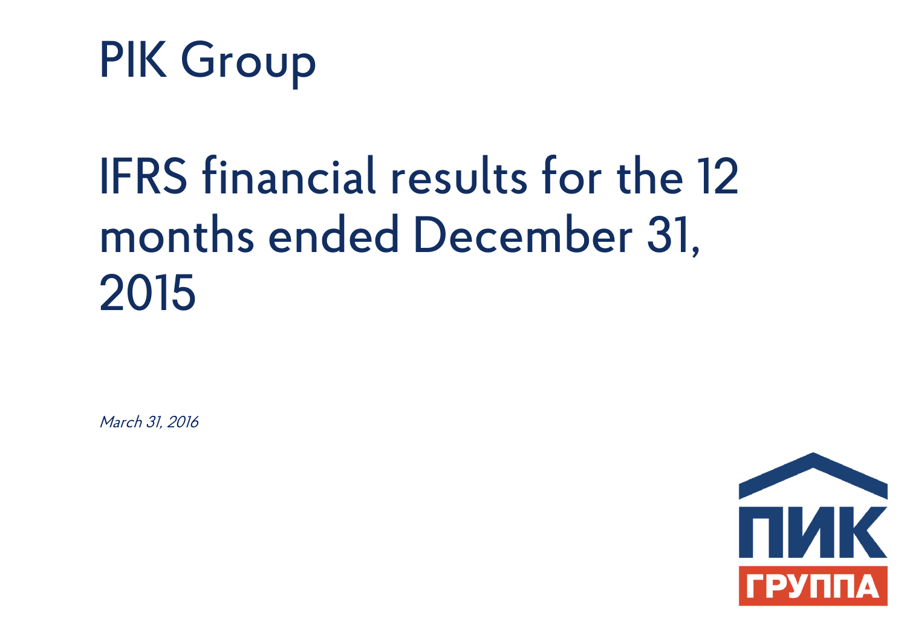# PIK Group

## IFRS financial results for the 12 months ended December 31, 2015

*March 31, 2016*

ПИК
ГРУППА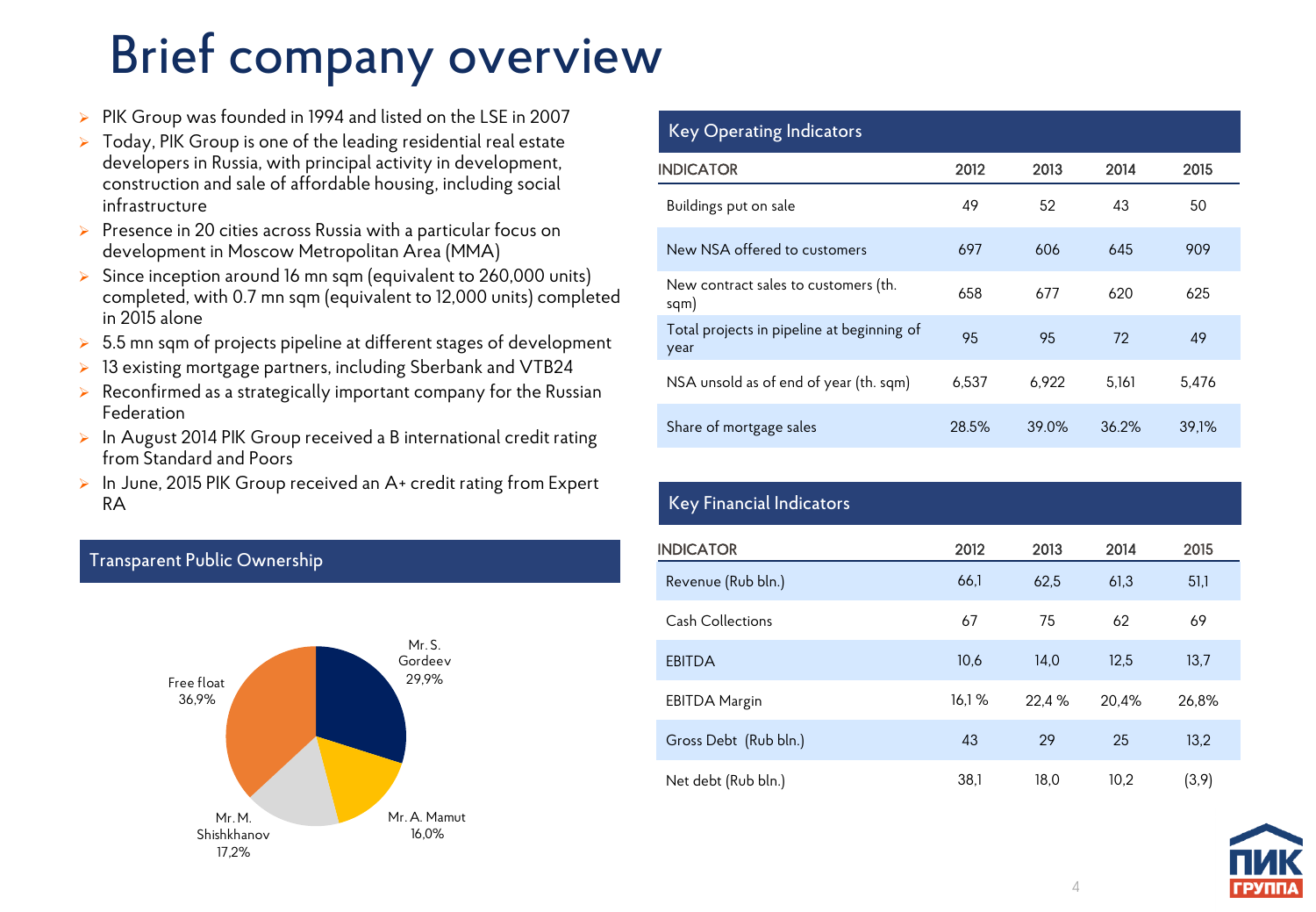# Brief company overview

- PIK Group was founded in 1994 and listed on the LSE in 2007
- Today, PIK Group is one of the leading residential real estate developers in Russia, with principal activity in development, construction and sale of affordable housing, including social infrastructure
- Presence in 20 cities across Russia with a particular focus on development in Moscow Metropolitan Area (MMA)
- Since inception around 16 mn sqm (equivalent to 260,000 units) completed, with 0.7 mn sqm (equivalent to 12,000 units) completed in 2015 alone
- 5.5 mn sqm of projects pipeline at different stages of development
- 13 existing mortgage partners, including Sberbank and VTB24
- Reconfirmed as a strategically important company for the Russian Federation
- In August 2014 PIK Group received a B international credit rating from Standard and Poors
- In June, 2015 PIK Group received an A+ credit rating from Expert RA

## Transparent Public Ownership

| Shareholder | Share |
|---|---|
| Mr. S. Gordeev | 29,9% |
| Mr. A. Mamut | 16,0% |
| Mr. M. Shishkhanov | 17,2% |
| Free float | 36,9% |

## Key Operating Indicators

| INDICATOR | 2012 | 2013 | 2014 | 2015 |
|---|---|---|---|---|
| Buildings put on sale | 49 | 52 | 43 | 50 |
| New NSA offered to customers | 697 | 606 | 645 | 909 |
| New contract sales to customers (th. sqm) | 658 | 677 | 620 | 625 |
| Total projects in pipeline at beginning of year | 95 | 95 | 72 | 49 |
| NSA unsold as of end of year (th. sqm) | 6,537 | 6,922 | 5,161 | 5,476 |
| Share of mortgage sales | 28.5% | 39.0% | 36.2% | 39,1% |

## Key Financial Indicators

| INDICATOR | 2012 | 2013 | 2014 | 2015 |
|---|---|---|---|---|
| Revenue (Rub bln.) | 66,1 | 62,5 | 61,3 | 51,1 |
| Cash Collections | 67 | 75 | 62 | 69 |
| EBITDA | 10,6 | 14,0 | 12,5 | 13,7 |
| EBITDA Margin | 16,1 % | 22,4 % | 20,4% | 26,8% |
| Gross Debt (Rub bln.) | 43 | 29 | 25 | 13,2 |
| Net debt (Rub bln.) | 38,1 | 18,0 | 10,2 | (3,9) |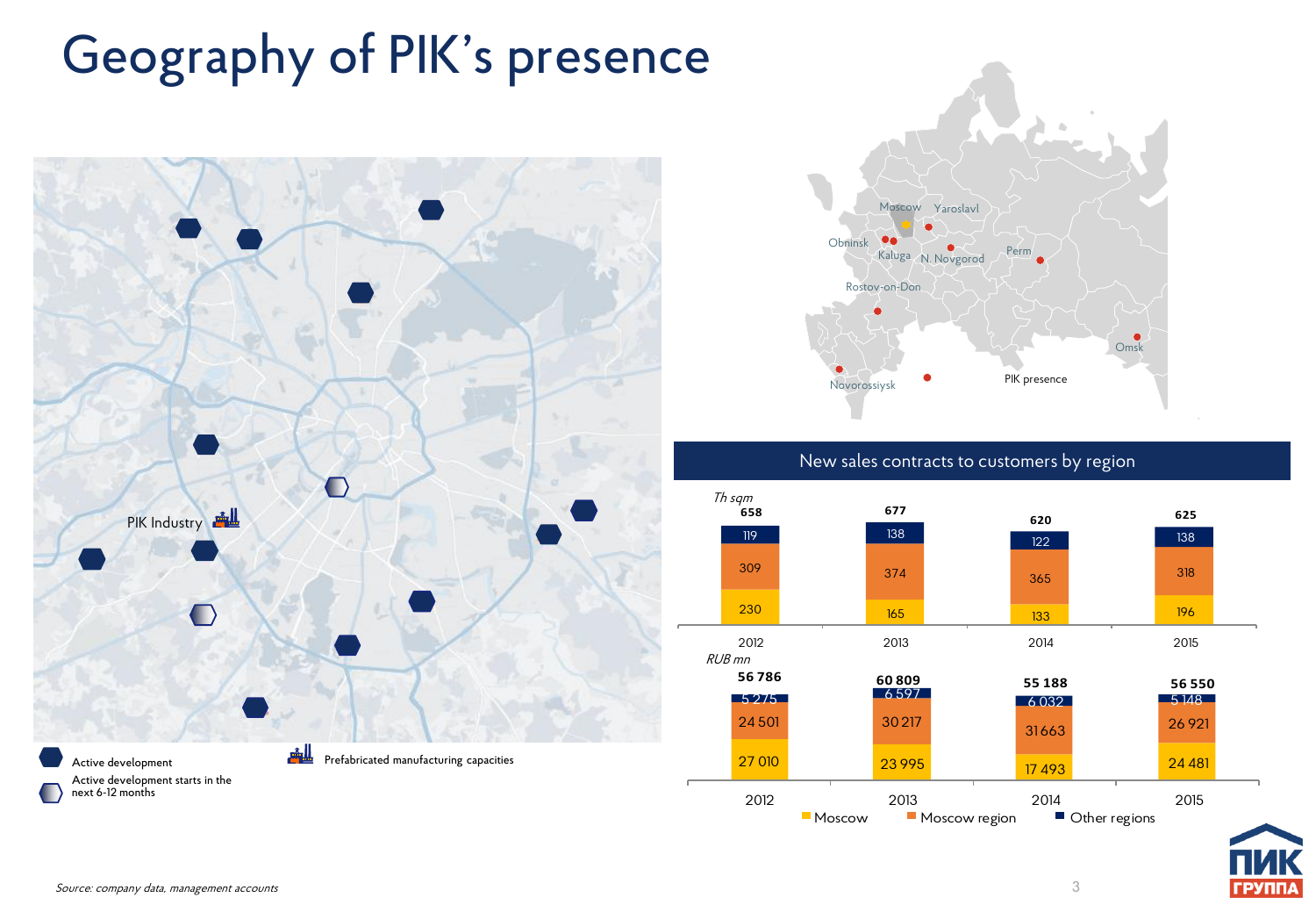# Geography of PIK's presence

PIK Industry

- Active development
- Active development starts in the next 6-12 months
- Prefabricated manufacturing capacities

Moscow, Yaroslavl, Obninsk, Kaluga, N. Novgorod, Perm, Rostov-on-Don, Omsk, Novorossiysk

PIK presence

## New sales contracts to customers by region

*Th sqm*

| | 2012 | 2013 | 2014 | 2015 |
|---|---|---|---|---|
| Moscow | 230 | 165 | 133 | 196 |
| Moscow region | 309 | 374 | 365 | 318 |
| Other regions | 119 | 138 | 122 | 138 |
| **Total** | **658** | **677** | **620** | **625** |

*RUB mn*

| | 2012 | 2013 | 2014 | 2015 |
|---|---|---|---|---|
| Moscow | 27 010 | 23 995 | 17 493 | 24 481 |
| Moscow region | 24 501 | 30 217 | 31 663 | 26 921 |
| Other regions | 5 275 | 6 597 | 6 032 | 5 148 |
| **Total** | **56 786** | **60 809** | **55 188** | **56 550** |

*Source: company data, management accounts*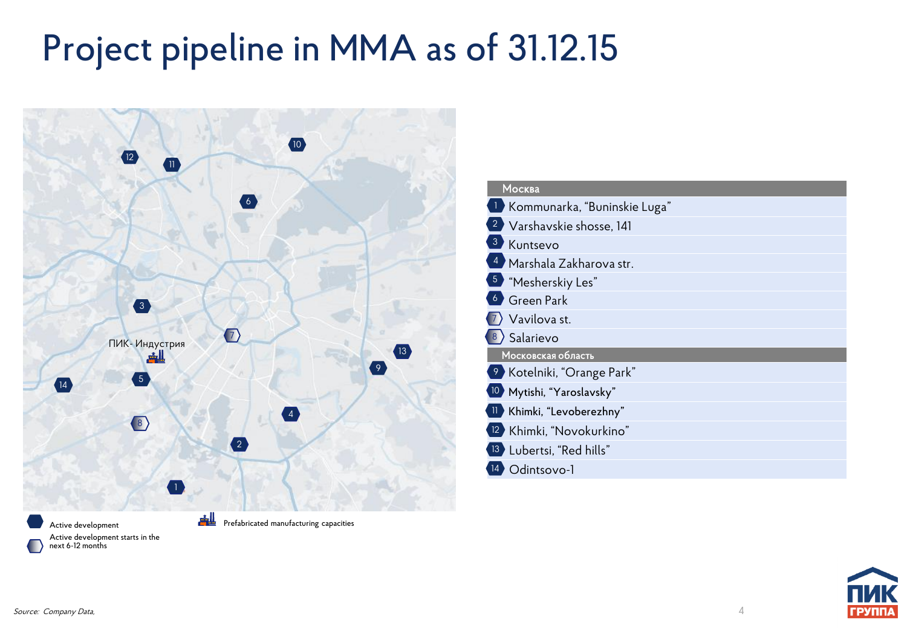# Project pipeline in MMA as of 31.12.15

ПИК- Индустрия

| # | Москва |
|---|---|
| 1 | Kommunarka, "Buninskie Luga" |
| 2 | Varshavskie shosse, 141 |
| 3 | Kuntsevo |
| 4 | Marshala Zakharova str. |
| 5 | "Mesherskiy Les" |
| 6 | Green Park |
| 7 | Vavilova st. |
| 8 | Salarievo |
| | **Московская область** |
| 9 | Kotelniki, "Orange Park" |
| 10 | Mytishi, "Yaroslavsky" |
| 11 | Khimki, "Levoberezhny" |
| 12 | Khimki, "Novokurkino" |
| 13 | Lubertsi, "Red hills" |
| 14 | Odintsovo-1 |

Active development

Active development starts in the next 6-12 months

Prefabricated manufacturing capacities

*Source: Company Data,*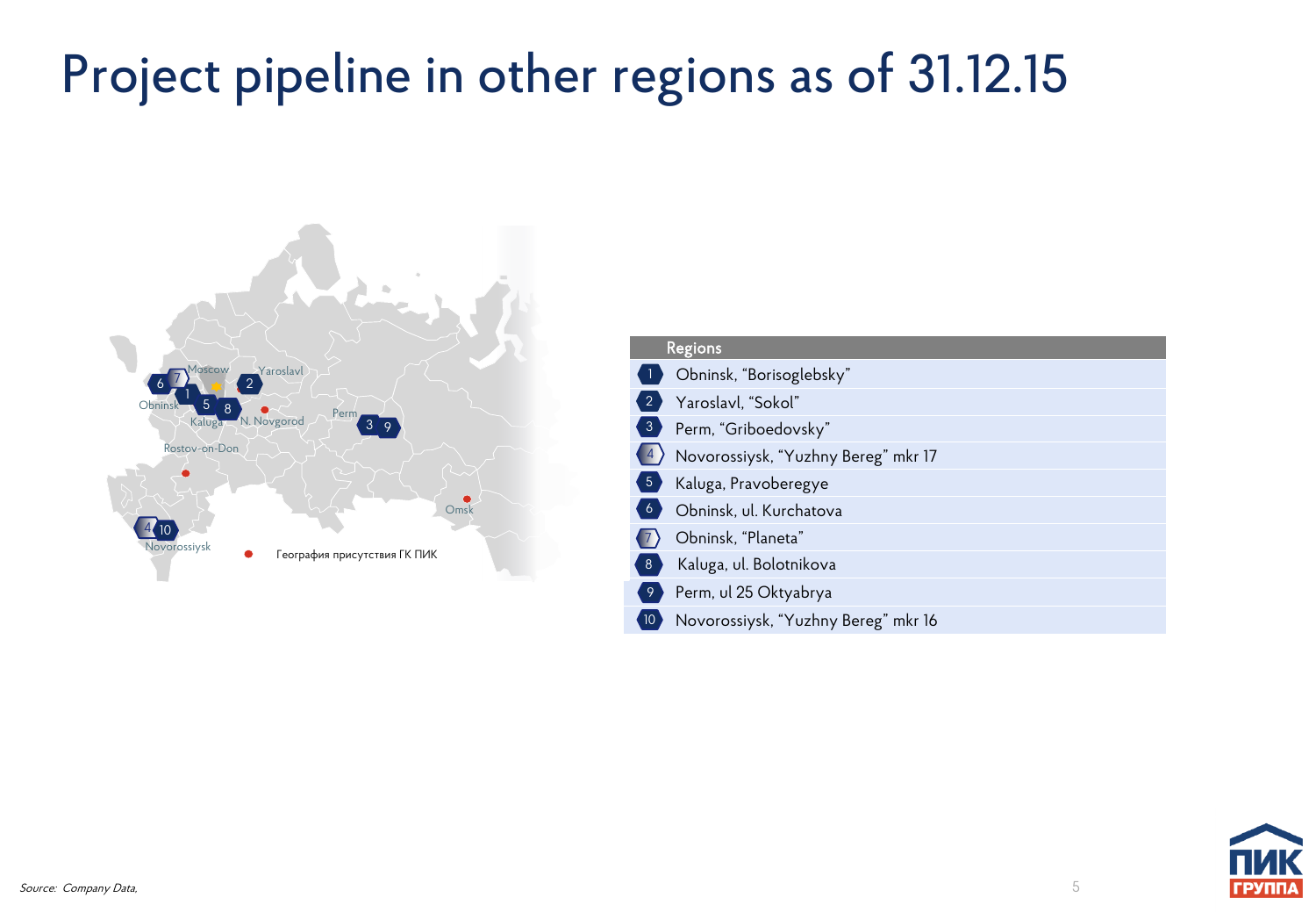# Project pipeline in other regions as of 31.12.15

| | Regions |
|---|---|
| 1 | Obninsk, “Borisoglebsky” |
| 2 | Yaroslavl, “Sokol” |
| 3 | Perm, “Griboedovsky” |
| 4 | Novorossiysk, “Yuzhny Bereg” mkr 17 |
| 5 | Kaluga, Pravoberegye |
| 6 | Obninsk, ul. Kurchatova |
| 7 | Obninsk, “Planeta” |
| 8 | Kaluga, ul. Bolotnikova |
| 9 | Perm, ul 25 Oktyabrya |
| 10 | Novorossiysk, “Yuzhny Bereg” mkr 16 |

*Source: Company Data,*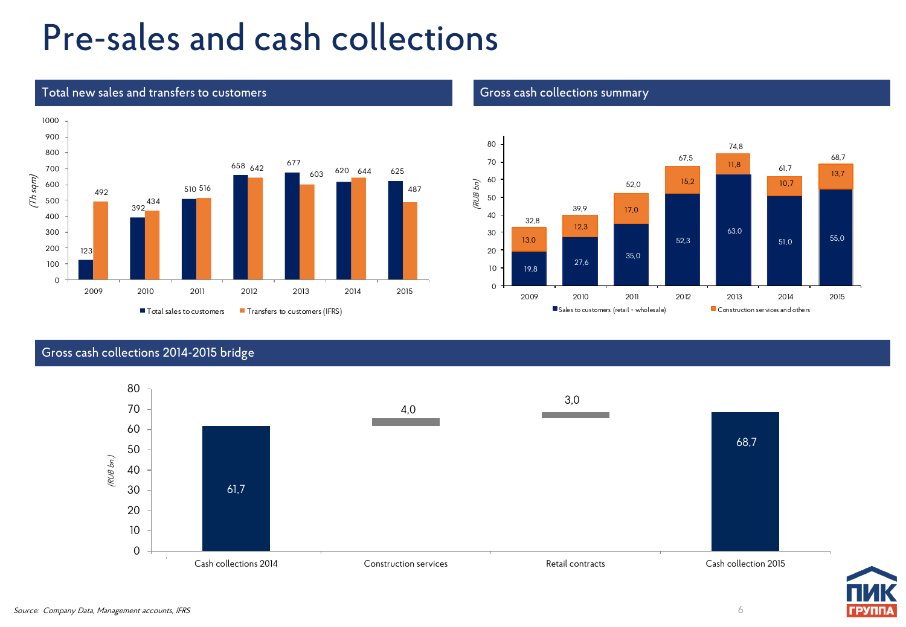# Pre-sales and cash collections

## Total new sales and transfers to customers

(Th sqm)

| | 2009 | 2010 | 2011 | 2012 | 2013 | 2014 | 2015 |
|---|---|---|---|---|---|---|---|
| Total sales to customers | 123 | 392 | 510 | 658 | 677 | 620 | 625 |
| Transfers to customers (IFRS) | 492 | 434 | 516 | 642 | 603 | 644 | 487 |

## Gross cash collections summary

(RUB bn)

| | 2009 | 2010 | 2011 | 2012 | 2013 | 2014 | 2015 |
|---|---|---|---|---|---|---|---|
| Sales to customers (retail + wholesale) | 19,8 | 27,6 | 35,0 | 52,3 | 63,0 | 51,0 | 55,0 |
| Construction services and others | 13,0 | 12,3 | 17,0 | 15,2 | 11,8 | 10,7 | 13,7 |
| Total | 32,8 | 39,9 | 52,0 | 67,5 | 74,8 | 61,7 | 68,7 |

## Gross cash collections 2014-2015 bridge

(RUB bn.)

| Cash collections 2014 | Construction services | Retail contracts | Cash collection 2015 |
|---|---|---|---|
| 61,7 | 4,0 | 3,0 | 68,7 |

Source: *Company Data, Management accounts, IFRS*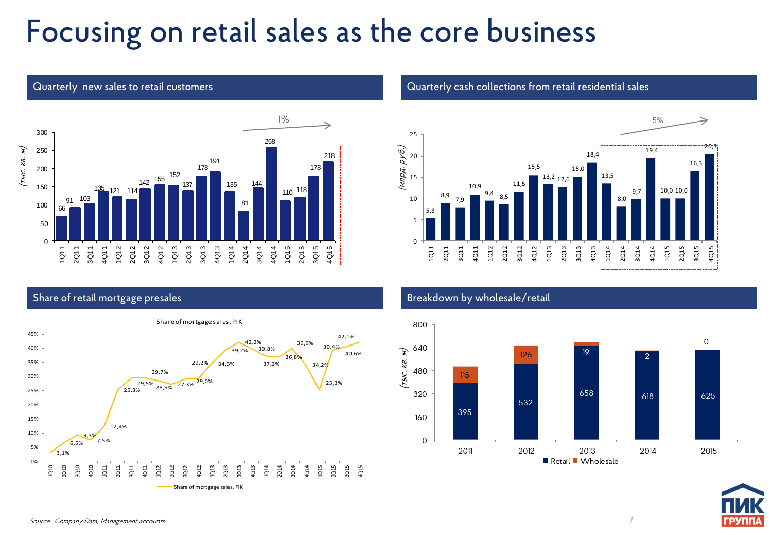# Focusing on retail sales as the core business

## Quarterly new sales to retail customers

(тыс. кв. м)

| Quarter | 1Q11 | 2Q11 | 3Q11 | 4Q11 | 1Q12 | 2Q12 | 3Q12 | 4Q12 | 1Q13 | 2Q13 | 3Q13 | 4Q13 | 1Q14 | 2Q14 | 3Q14 | 4Q14 | 1Q15 | 2Q15 | 3Q15 | 4Q15 |
|---|---|---|---|---|---|---|---|---|---|---|---|---|---|---|---|---|---|---|---|---|
| Sales | 66 | 91 | 103 | 135 | 121 | 114 | 142 | 155 | 152 | 137 | 178 | 191 | 135 | 81 | 144 | 258 | 110 | 118 | 178 | 218 |

1%

## Quarterly cash collections from retail residential sales

(млрд. руб.)

| Quarter | 1Q11 | 2Q11 | 3Q11 | 4Q11 | 1Q12 | 2Q12 | 3Q12 | 4Q12 | 1Q13 | 2Q13 | 3Q13 | 4Q13 | 1Q14 | 2Q14 | 3Q14 | 4Q14 | 1Q15 | 2Q15 | 3Q15 | 4Q15 |
|---|---|---|---|---|---|---|---|---|---|---|---|---|---|---|---|---|---|---|---|---|
| Collections | 5,3 | 8,9 | 7,9 | 10,9 | 9,4 | 8,5 | 11,5 | 15,5 | 13,2 | 12,6 | 15,0 | 18,4 | 13,5 | 8,0 | 9,7 | 19,4 | 10,0 | 10,0 | 16,3 | 20,3 |

5%

## Share of retail mortgage presales

Share of mortgage sales, PIK

| Quarter | 1Q10 | 2Q10 | 3Q10 | 4Q10 | 1Q11 | 2Q11 | 3Q11 | 4Q11 | 1Q12 | 2Q12 | 3Q12 | 4Q12 | 1Q13 | 2Q13 | 3Q13 | 4Q13 | 1Q14 | 2Q14 | 3Q14 | 4Q14 | 1Q15 | 2Q15 | 3Q15 | 4Q15 |
|---|---|---|---|---|---|---|---|---|---|---|---|---|---|---|---|---|---|---|---|---|---|---|---|---|
| Share | 3,1% | 6,5% | 9,3% | 7,5% | 12,4% | 25,3% | 29,5% | 29,7% | 28,5% | 27,3% | 29,0% | 29,2% | 34,6% | 39,2% | 42,2% | 39,8% | 37,2% | 36,8% | 39,9% | 34,2% | 25,3% | 39,4% | 40,6% | 42,1% |

## Breakdown by wholesale/retail

(тыс. кв. м)

| Year | Retail | Wholesale |
|---|---|---|
| 2011 | 395 | 115 |
| 2012 | 532 | 126 |
| 2013 | 658 | 19 |
| 2014 | 618 | 2 |
| 2015 | 625 | 0 |

*Source: Company Data, Management accounts*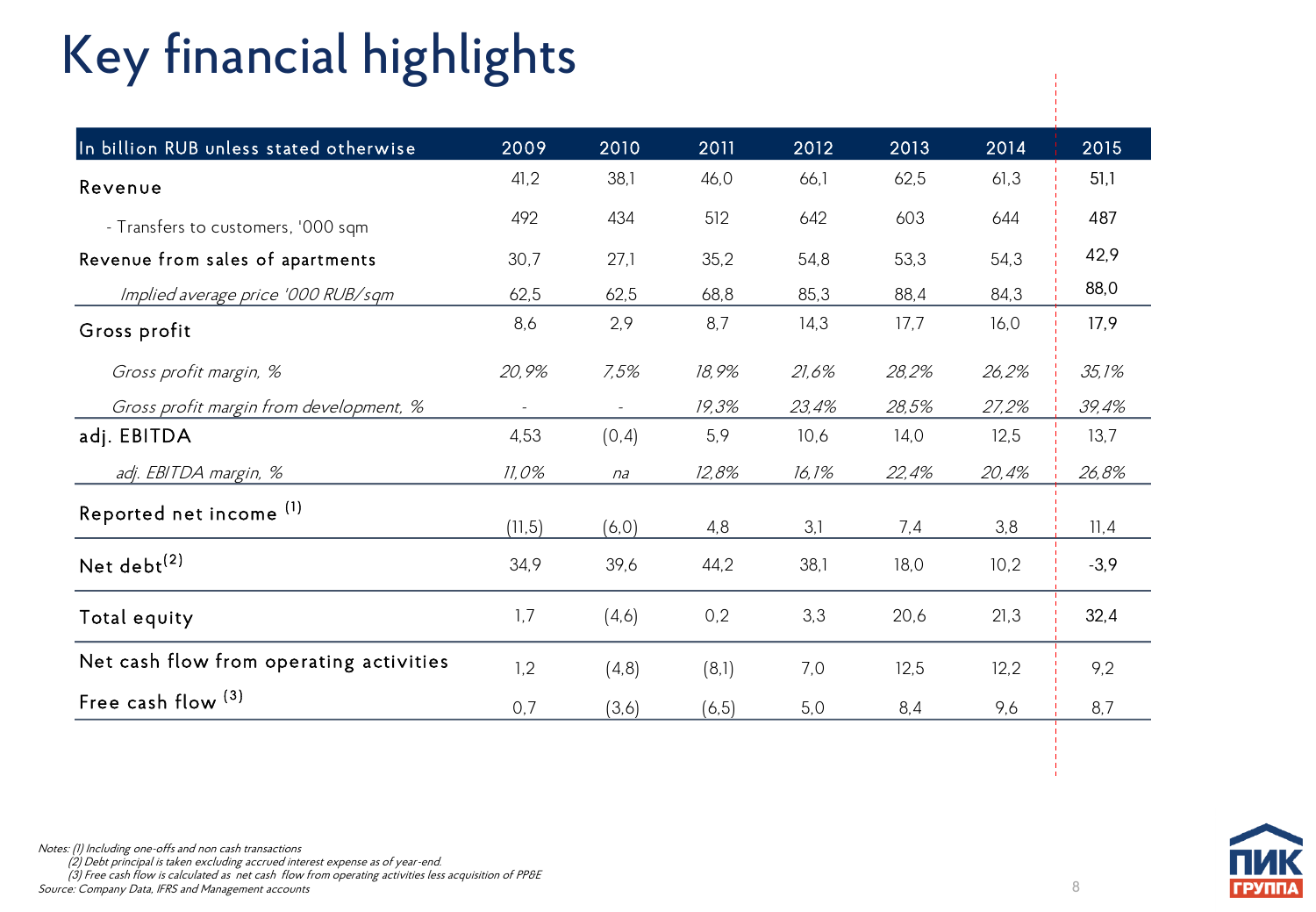# Key financial highlights

| In billion RUB unless stated otherwise | 2009 | 2010 | 2011 | 2012 | 2013 | 2014 | 2015 |
|---|---|---|---|---|---|---|---|
| Revenue | 41,2 | 38,1 | 46,0 | 66,1 | 62,5 | 61,3 | 51,1 |
| - Transfers to customers, '000 sqm | 492 | 434 | 512 | 642 | 603 | 644 | 487 |
| Revenue from sales of apartments | 30,7 | 27,1 | 35,2 | 54,8 | 53,3 | 54,3 | 42,9 |
| *Implied average price '000 RUB/sqm* | 62,5 | 62,5 | 68,8 | 85,3 | 88,4 | 84,3 | 88,0 |
| Gross profit | 8,6 | 2,9 | 8,7 | 14,3 | 17,7 | 16,0 | 17,9 |
| *Gross profit margin, %* | *20,9%* | *7,5%* | *18,9%* | *21,6%* | *28,2%* | *26,2%* | *35,1%* |
| *Gross profit margin from development, %* | - | - | *19,3%* | *23,4%* | *28,5%* | *27,2%* | *39,4%* |
| adj. EBITDA | 4,53 | (0,4) | 5,9 | 10,6 | 14,0 | 12,5 | 13,7 |
| *adj. EBITDA margin, %* | *11,0%* | *na* | *12,8%* | *16,1%* | *22,4%* | *20,4%* | *26,8%* |
| Reported net income [1] | (11,5) | (6,0) | 4,8 | 3,1 | 7,4 | 3,8 | 11,4 |
| Net debt[2] | 34,9 | 39,6 | 44,2 | 38,1 | 18,0 | 10,2 | -3,9 |
| Total equity | 1,7 | (4,6) | 0,2 | 3,3 | 20,6 | 21,3 | 32,4 |
| Net cash flow from operating activities | 1,2 | (4,8) | (8,1) | 7,0 | 12,5 | 12,2 | 9,2 |
| Free cash flow [3] | 0,7 | (3,6) | (6,5) | 5,0 | 8,4 | 9,6 | 8,7 |

*Notes: (1) Including one-offs and non cash transactions*
*(2) Debt principal is taken excluding accrued interest expense as of year-end.*
*(3) Free cash flow is calculated as net cash flow from operating activities less acquisition of PP&E*
*Source: Company Data, IFRS and Management accounts*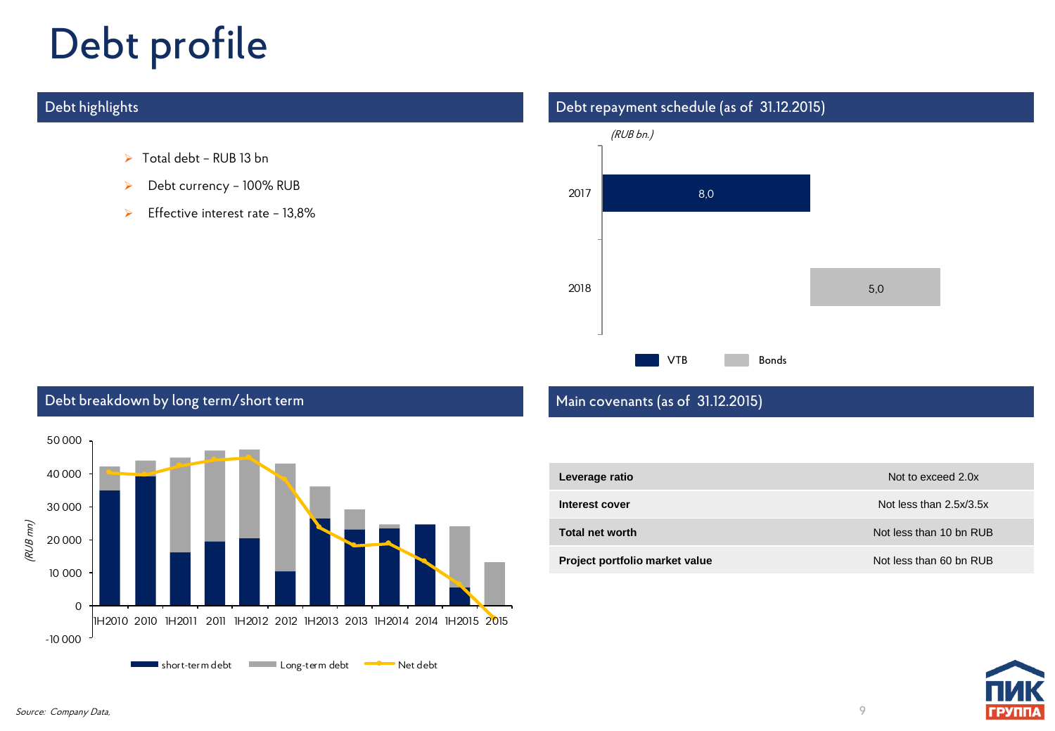# Debt profile

## Debt highlights

- Total debt – RUB 13 bn
- Debt currency – 100% RUB
- Effective interest rate – 13,8%

## Debt repayment schedule (as of 31.12.2015)

*(RUB bn.)*

| Year | VTB | Bonds |
|---|---|---|
| 2017 | 8,0 | |
| 2018 | | 5,0 |

## Debt breakdown by long term/short term

*(RUB mn)*

Chart categories: 1H2010, 2010, 1H2011, 2011, 1H2012, 2012, 1H2013, 2013, 1H2014, 2014, 1H2015, 2015

Legend: short-term debt, Long-term debt, Net debt

## Main covenants (as of 31.12.2015)

| | |
|---|---|
| **Leverage ratio** | Not to exceed 2.0x |
| **Interest cover** | Not less than 2.5x/3.5x |
| **Total net worth** | Not less than 10 bn RUB |
| **Project portfolio market value** | Not less than 60 bn RUB |

*Source: Company Data,*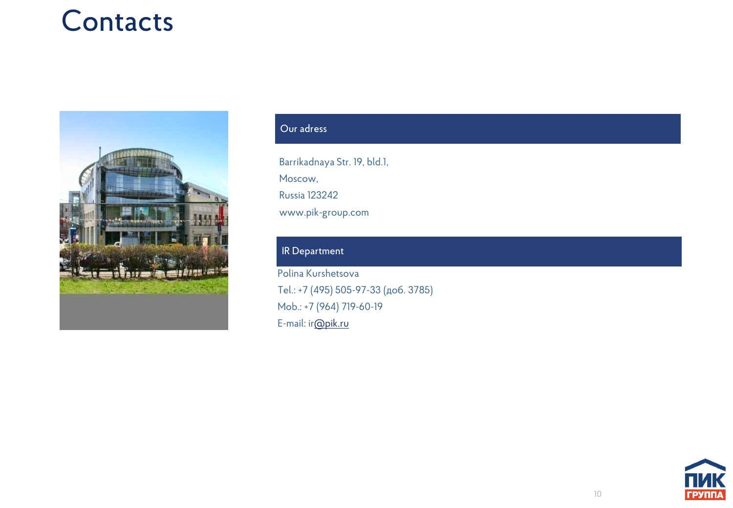# Contacts

## Our adress

Barrikadnaya Str. 19, bld.1,

Moscow,

Russia 123242

www.pik-group.com

## IR Department

Polina Kurshetsova

Tel.: +7 (495) 505-97-33 (доб. 3785)

Mob.: +7 (964) 719-60-19

E-mail: ir@pik.ru